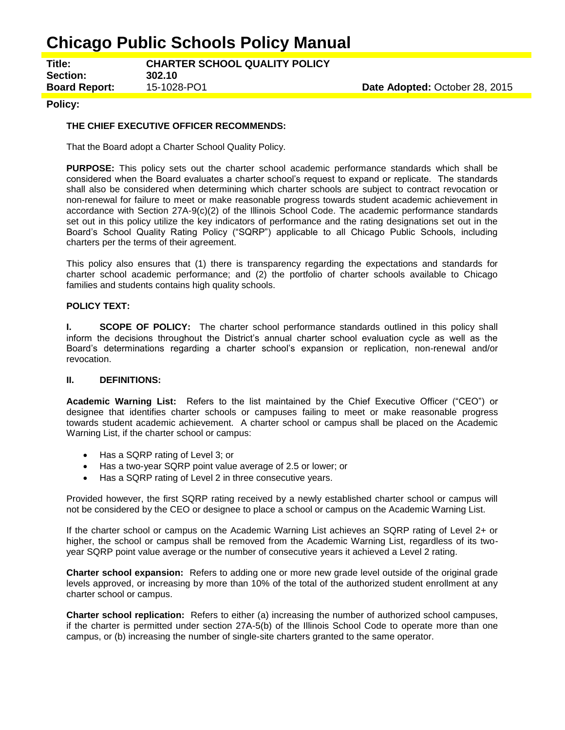# Chicago Public Schools Policy Manual

**Title:** **CHARTER SCHOOL QUALITY POLICY**
**Section:** **302.10**
**Board Report:** 15-1028-PO1 **Date Adopted:** October 28, 2015

**Policy:**

**THE CHIEF EXECUTIVE OFFICER RECOMMENDS:**

That the Board adopt a Charter School Quality Policy.

**PURPOSE:** This policy sets out the charter school academic performance standards which shall be considered when the Board evaluates a charter school's request to expand or replicate. The standards shall also be considered when determining which charter schools are subject to contract revocation or non-renewal for failure to meet or make reasonable progress towards student academic achievement in accordance with Section 27A-9(c)(2) of the Illinois School Code. The academic performance standards set out in this policy utilize the key indicators of performance and the rating designations set out in the Board's School Quality Rating Policy ("SQRP") applicable to all Chicago Public Schools, including charters per the terms of their agreement.

This policy also ensures that (1) there is transparency regarding the expectations and standards for charter school academic performance; and (2) the portfolio of charter schools available to Chicago families and students contains high quality schools.

**POLICY TEXT:**

**I. SCOPE OF POLICY:** The charter school performance standards outlined in this policy shall inform the decisions throughout the District's annual charter school evaluation cycle as well as the Board's determinations regarding a charter school's expansion or replication, non-renewal and/or revocation.

**II. DEFINITIONS:**

**Academic Warning List:** Refers to the list maintained by the Chief Executive Officer ("CEO") or designee that identifies charter schools or campuses failing to meet or make reasonable progress towards student academic achievement. A charter school or campus shall be placed on the Academic Warning List, if the charter school or campus:

- Has a SQRP rating of Level 3; or
- Has a two-year SQRP point value average of 2.5 or lower; or
- Has a SQRP rating of Level 2 in three consecutive years.

Provided however, the first SQRP rating received by a newly established charter school or campus will not be considered by the CEO or designee to place a school or campus on the Academic Warning List.

If the charter school or campus on the Academic Warning List achieves an SQRP rating of Level 2+ or higher, the school or campus shall be removed from the Academic Warning List, regardless of its two-year SQRP point value average or the number of consecutive years it achieved a Level 2 rating.

**Charter school expansion:** Refers to adding one or more new grade level outside of the original grade levels approved, or increasing by more than 10% of the total of the authorized student enrollment at any charter school or campus.

**Charter school replication:** Refers to either (a) increasing the number of authorized school campuses, if the charter is permitted under section 27A-5(b) of the Illinois School Code to operate more than one campus, or (b) increasing the number of single-site charters granted to the same operator.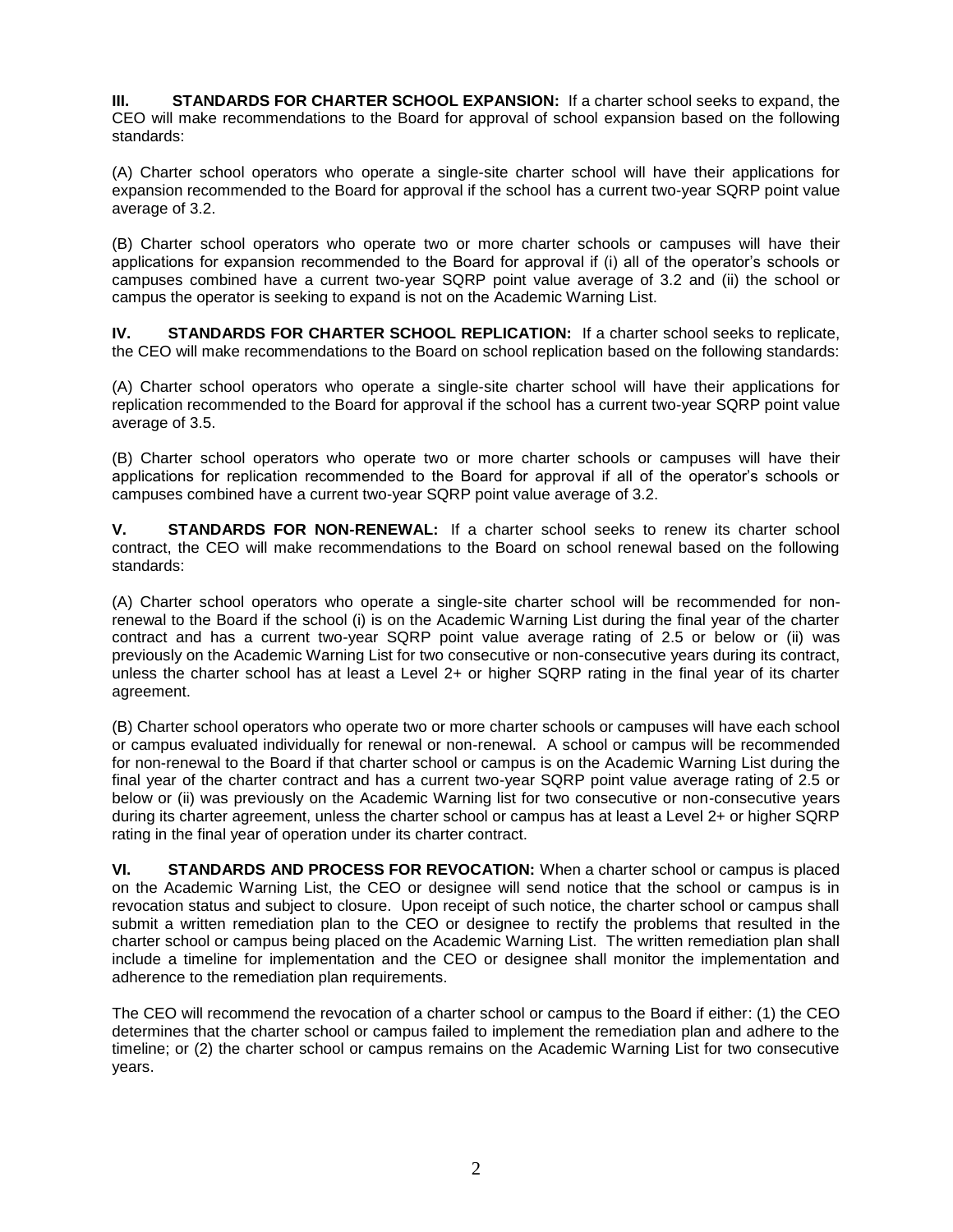**III. STANDARDS FOR CHARTER SCHOOL EXPANSION:** If a charter school seeks to expand, the CEO will make recommendations to the Board for approval of school expansion based on the following standards:

(A) Charter school operators who operate a single-site charter school will have their applications for expansion recommended to the Board for approval if the school has a current two-year SQRP point value average of 3.2.

(B) Charter school operators who operate two or more charter schools or campuses will have their applications for expansion recommended to the Board for approval if (i) all of the operator's schools or campuses combined have a current two-year SQRP point value average of 3.2 and (ii) the school or campus the operator is seeking to expand is not on the Academic Warning List.

**IV. STANDARDS FOR CHARTER SCHOOL REPLICATION:** If a charter school seeks to replicate, the CEO will make recommendations to the Board on school replication based on the following standards:

(A) Charter school operators who operate a single-site charter school will have their applications for replication recommended to the Board for approval if the school has a current two-year SQRP point value average of 3.5.

(B) Charter school operators who operate two or more charter schools or campuses will have their applications for replication recommended to the Board for approval if all of the operator's schools or campuses combined have a current two-year SQRP point value average of 3.2.

**V. STANDARDS FOR NON-RENEWAL:** If a charter school seeks to renew its charter school contract, the CEO will make recommendations to the Board on school renewal based on the following standards:

(A) Charter school operators who operate a single-site charter school will be recommended for non-renewal to the Board if the school (i) is on the Academic Warning List during the final year of the charter contract and has a current two-year SQRP point value average rating of 2.5 or below or (ii) was previously on the Academic Warning List for two consecutive or non-consecutive years during its contract, unless the charter school has at least a Level 2+ or higher SQRP rating in the final year of its charter agreement.

(B) Charter school operators who operate two or more charter schools or campuses will have each school or campus evaluated individually for renewal or non-renewal. A school or campus will be recommended for non-renewal to the Board if that charter school or campus is on the Academic Warning List during the final year of the charter contract and has a current two-year SQRP point value average rating of 2.5 or below or (ii) was previously on the Academic Warning list for two consecutive or non-consecutive years during its charter agreement, unless the charter school or campus has at least a Level 2+ or higher SQRP rating in the final year of operation under its charter contract.

**VI. STANDARDS AND PROCESS FOR REVOCATION:** When a charter school or campus is placed on the Academic Warning List, the CEO or designee will send notice that the school or campus is in revocation status and subject to closure. Upon receipt of such notice, the charter school or campus shall submit a written remediation plan to the CEO or designee to rectify the problems that resulted in the charter school or campus being placed on the Academic Warning List. The written remediation plan shall include a timeline for implementation and the CEO or designee shall monitor the implementation and adherence to the remediation plan requirements.

The CEO will recommend the revocation of a charter school or campus to the Board if either: (1) the CEO determines that the charter school or campus failed to implement the remediation plan and adhere to the timeline; or (2) the charter school or campus remains on the Academic Warning List for two consecutive years.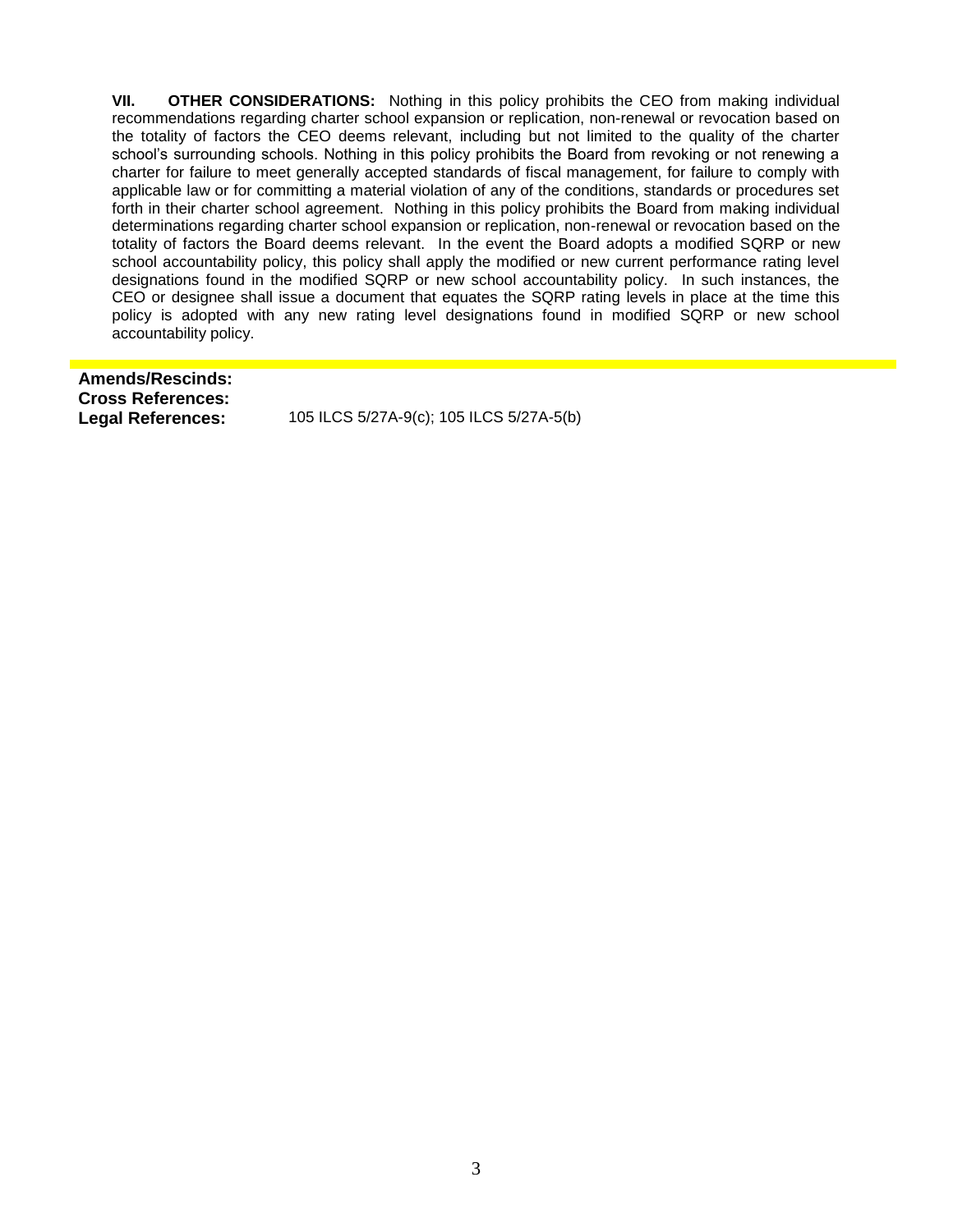**VII. OTHER CONSIDERATIONS:** Nothing in this policy prohibits the CEO from making individual recommendations regarding charter school expansion or replication, non-renewal or revocation based on the totality of factors the CEO deems relevant, including but not limited to the quality of the charter school's surrounding schools. Nothing in this policy prohibits the Board from revoking or not renewing a charter for failure to meet generally accepted standards of fiscal management, for failure to comply with applicable law or for committing a material violation of any of the conditions, standards or procedures set forth in their charter school agreement. Nothing in this policy prohibits the Board from making individual determinations regarding charter school expansion or replication, non-renewal or revocation based on the totality of factors the Board deems relevant. In the event the Board adopts a modified SQRP or new school accountability policy, this policy shall apply the modified or new current performance rating level designations found in the modified SQRP or new school accountability policy. In such instances, the CEO or designee shall issue a document that equates the SQRP rating levels in place at the time this policy is adopted with any new rating level designations found in modified SQRP or new school accountability policy.

---

**Amends/Rescinds:**
**Cross References:**
**Legal References:** 105 ILCS 5/27A-9(c); 105 ILCS 5/27A-5(b)